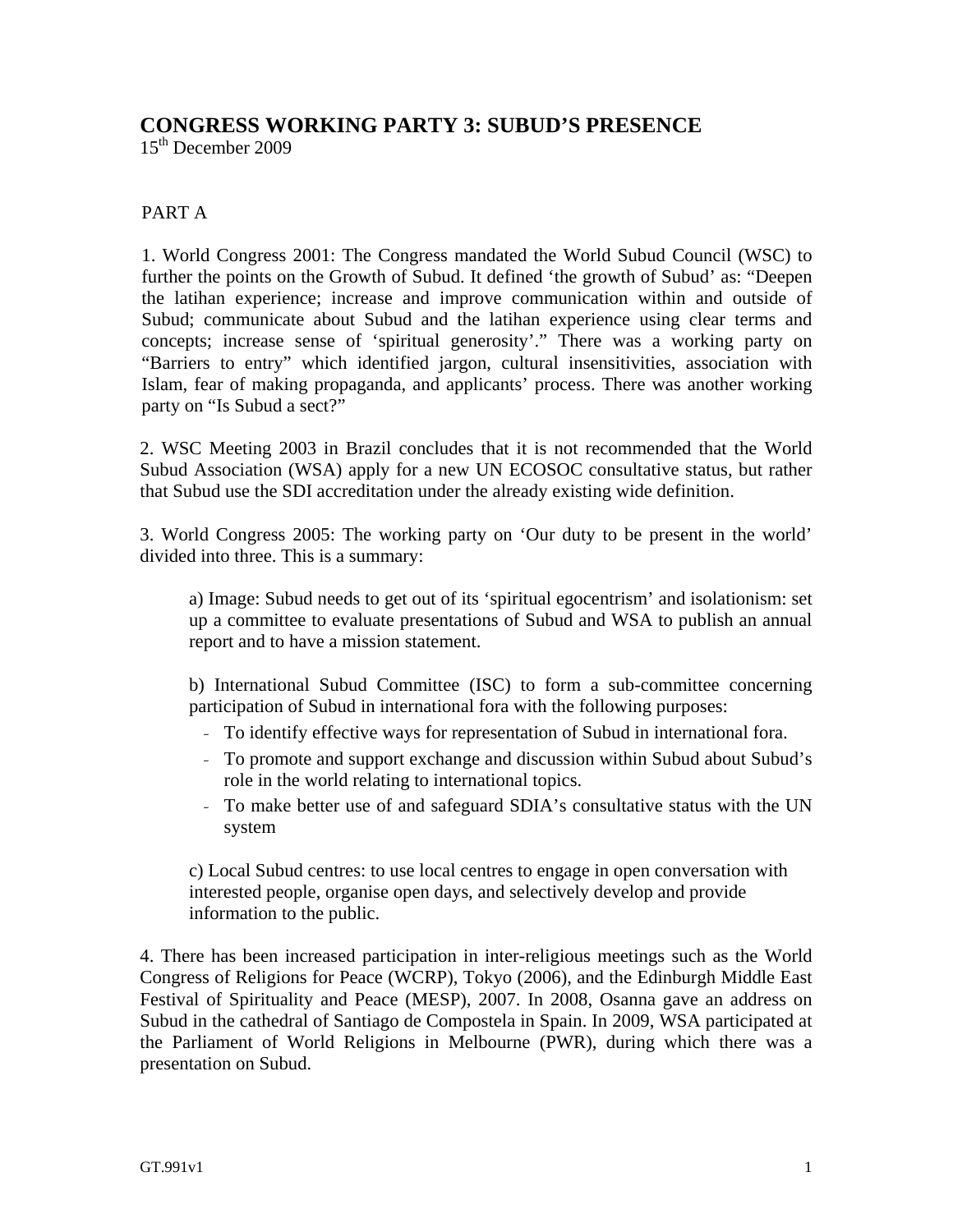# CONGRESS WORKING PARTY 3: SUBUD'S PRESENCE

15th December 2009

## PART A

1. World Congress 2001: The Congress mandated the World Subud Council (WSC) to further the points on the Growth of Subud. It defined 'the growth of Subud' as: "Deepen the latihan experience; increase and improve communication within and outside of Subud; communicate about Subud and the latihan experience using clear terms and concepts; increase sense of 'spiritual generosity'." There was a working party on "Barriers to entry" which identified jargon, cultural insensitivities, association with Islam, fear of making propaganda, and applicants' process. There was another working party on "Is Subud a sect?"

2. WSC Meeting 2003 in Brazil concludes that it is not recommended that the World Subud Association (WSA) apply for a new UN ECOSOC consultative status, but rather that Subud use the SDI accreditation under the already existing wide definition.

3. World Congress 2005: The working party on 'Our duty to be present in the world' divided into three. This is a summary:

   a) Image: Subud needs to get out of its 'spiritual egocentrism' and isolationism: set up a committee to evaluate presentations of Subud and WSA to publish an annual report and to have a mission statement.

   b) International Subud Committee (ISC) to form a sub-committee concerning participation of Subud in international fora with the following purposes:
   - To identify effective ways for representation of Subud in international fora.
   - To promote and support exchange and discussion within Subud about Subud's role in the world relating to international topics.
   - To make better use of and safeguard SDIA's consultative status with the UN system

   c) Local Subud centres: to use local centres to engage in open conversation with interested people, organise open days, and selectively develop and provide information to the public.

4. There has been increased participation in inter-religious meetings such as the World Congress of Religions for Peace (WCRP), Tokyo (2006), and the Edinburgh Middle East Festival of Spirituality and Peace (MESP), 2007. In 2008, Osanna gave an address on Subud in the cathedral of Santiago de Compostela in Spain. In 2009, WSA participated at the Parliament of World Religions in Melbourne (PWR), during which there was a presentation on Subud.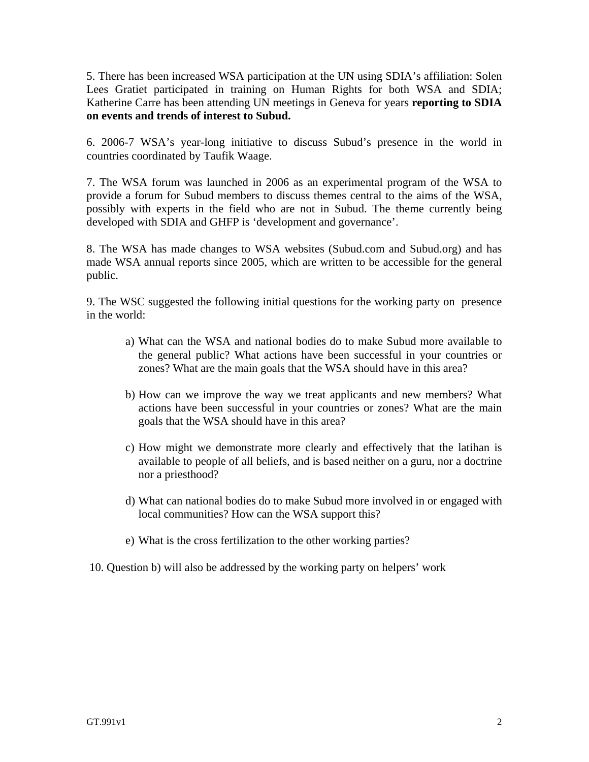5. There has been increased WSA participation at the UN using SDIA's affiliation: Solen Lees Gratiet participated in training on Human Rights for both WSA and SDIA; Katherine Carre has been attending UN meetings in Geneva for years **reporting to SDIA on events and trends of interest to Subud.**

6. 2006-7 WSA's year-long initiative to discuss Subud's presence in the world in countries coordinated by Taufik Waage.

7. The WSA forum was launched in 2006 as an experimental program of the WSA to provide a forum for Subud members to discuss themes central to the aims of the WSA, possibly with experts in the field who are not in Subud. The theme currently being developed with SDIA and GHFP is 'development and governance'.

8. The WSA has made changes to WSA websites (Subud.com and Subud.org) and has made WSA annual reports since 2005, which are written to be accessible for the general public.

9. The WSC suggested the following initial questions for the working party on presence in the world:

a) What can the WSA and national bodies do to make Subud more available to the general public? What actions have been successful in your countries or zones? What are the main goals that the WSA should have in this area?

b) How can we improve the way we treat applicants and new members? What actions have been successful in your countries or zones? What are the main goals that the WSA should have in this area?

c) How might we demonstrate more clearly and effectively that the latihan is available to people of all beliefs, and is based neither on a guru, nor a doctrine nor a priesthood?

d) What can national bodies do to make Subud more involved in or engaged with local communities? How can the WSA support this?

e) What is the cross fertilization to the other working parties?

10. Question b) will also be addressed by the working party on helpers' work